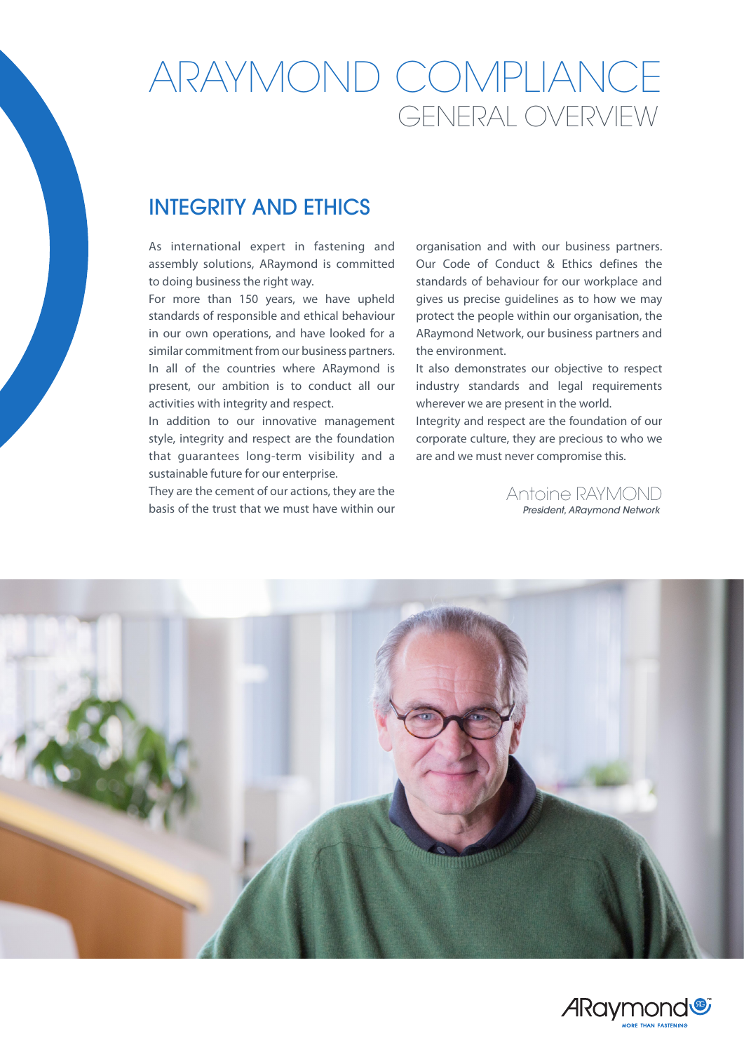# ARAYMOND COMPLIANCE
## GENERAL OVERVIEW

## INTEGRITY AND ETHICS

As international expert in fastening and assembly solutions, ARaymond is committed to doing business the right way.
For more than 150 years, we have upheld standards of responsible and ethical behaviour in our own operations, and have looked for a similar commitment from our business partners.
In all of the countries where ARaymond is present, our ambition is to conduct all our activities with integrity and respect.
In addition to our innovative management style, integrity and respect are the foundation that guarantees long-term visibility and a sustainable future for our enterprise.
They are the cement of our actions, they are the basis of the trust that we must have within our organisation and with our business partners.
Our Code of Conduct & Ethics defines the standards of behaviour for our workplace and gives us precise guidelines as to how we may protect the people within our organisation, the ARaymond Network, our business partners and the environment.
It also demonstrates our objective to respect industry standards and legal requirements wherever we are present in the world.
Integrity and respect are the foundation of our corporate culture, they are precious to who we are and we must never compromise this.

Antoine RAYMOND
*President, ARaymond Network*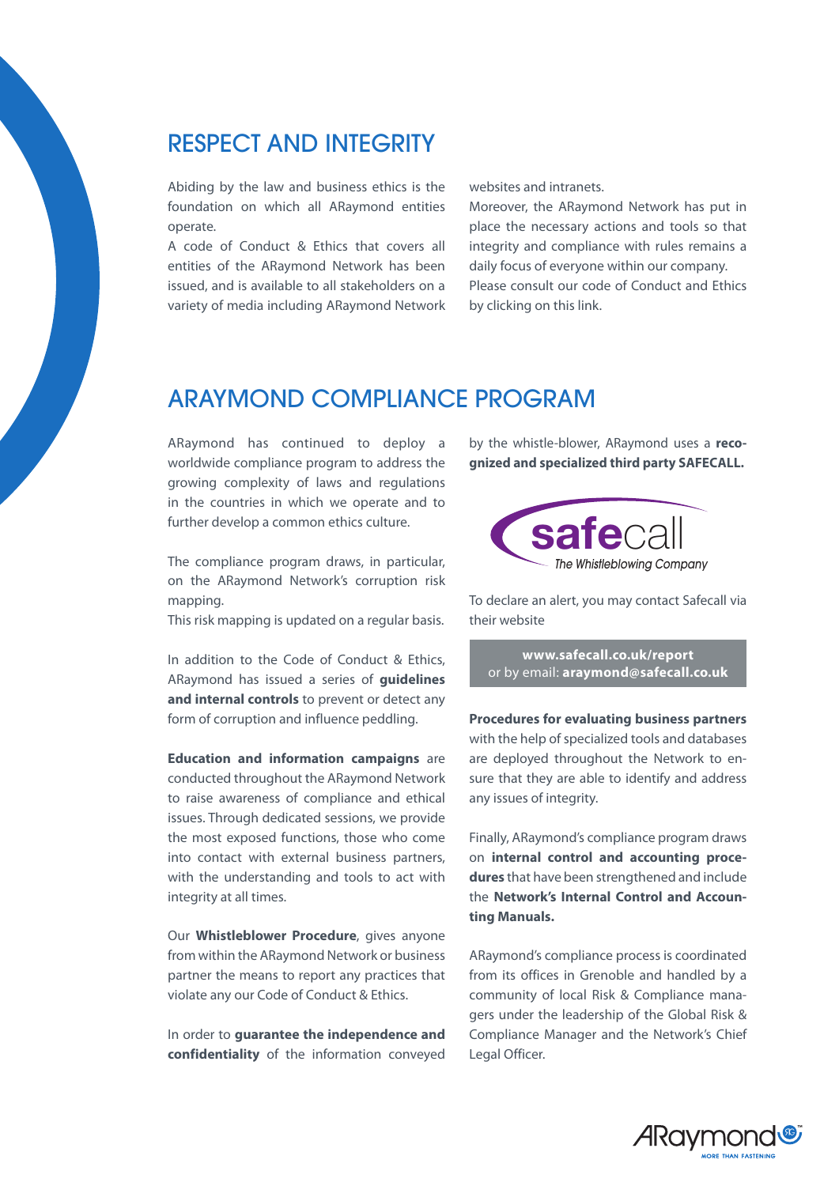## RESPECT AND INTEGRITY

Abiding by the law and business ethics is the foundation on which all ARaymond entities operate.

A code of Conduct & Ethics that covers all entities of the ARaymond Network has been issued, and is available to all stakeholders on a variety of media including ARaymond Network websites and intranets.

Moreover, the ARaymond Network has put in place the necessary actions and tools so that integrity and compliance with rules remains a daily focus of everyone within our company.

Please consult our code of Conduct and Ethics by clicking on this link.

## ARAYMOND COMPLIANCE PROGRAM

ARaymond has continued to deploy a worldwide compliance program to address the growing complexity of laws and regulations in the countries in which we operate and to further develop a common ethics culture.

The compliance program draws, in particular, on the ARaymond Network's corruption risk mapping.

This risk mapping is updated on a regular basis.

In addition to the Code of Conduct & Ethics, ARaymond has issued a series of **guidelines and internal controls** to prevent or detect any form of corruption and influence peddling.

**Education and information campaigns** are conducted throughout the ARaymond Network to raise awareness of compliance and ethical issues. Through dedicated sessions, we provide the most exposed functions, those who come into contact with external business partners, with the understanding and tools to act with integrity at all times.

Our **Whistleblower Procedure**, gives anyone from within the ARaymond Network or business partner the means to report any practices that violate any our Code of Conduct & Ethics.

In order to **guarantee the independence and confidentiality** of the information conveyed by the whistle-blower, ARaymond uses a **recognized and specialized third party SAFECALL.**

safecall
*The Whistleblowing Company*

To declare an alert, you may contact Safecall via their website

**www.safecall.co.uk/report**
or by email: **araymond@safecall.co.uk**

**Procedures for evaluating business partners** with the help of specialized tools and databases are deployed throughout the Network to ensure that they are able to identify and address any issues of integrity.

Finally, ARaymond's compliance program draws on **internal control and accounting procedures** that have been strengthened and include the **Network's Internal Control and Accounting Manuals.**

ARaymond's compliance process is coordinated from its offices in Grenoble and handled by a community of local Risk & Compliance managers under the leadership of the Global Risk & Compliance Manager and the Network's Chief Legal Officer.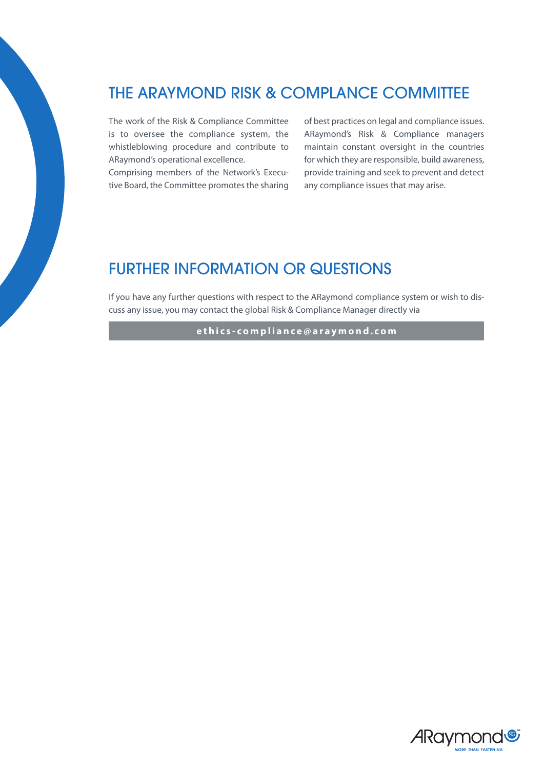## THE ARAYMOND RISK & COMPLIANCE COMMITTEE

The work of the Risk & Compliance Committee is to oversee the compliance system, the whistleblowing procedure and contribute to ARaymond's operational excellence.
Comprising members of the Network's Executive Board, the Committee promotes the sharing of best practices on legal and compliance issues. ARaymond's Risk & Compliance managers maintain constant oversight in the countries for which they are responsible, build awareness, provide training and seek to prevent and detect any compliance issues that may arise.

## FURTHER INFORMATION OR QUESTIONS

If you have any further questions with respect to the ARaymond compliance system or wish to discuss any issue, you may contact the global Risk & Compliance Manager directly via

**ethics-compliance@araymond.com**

ARaymond™
MORE THAN FASTENING